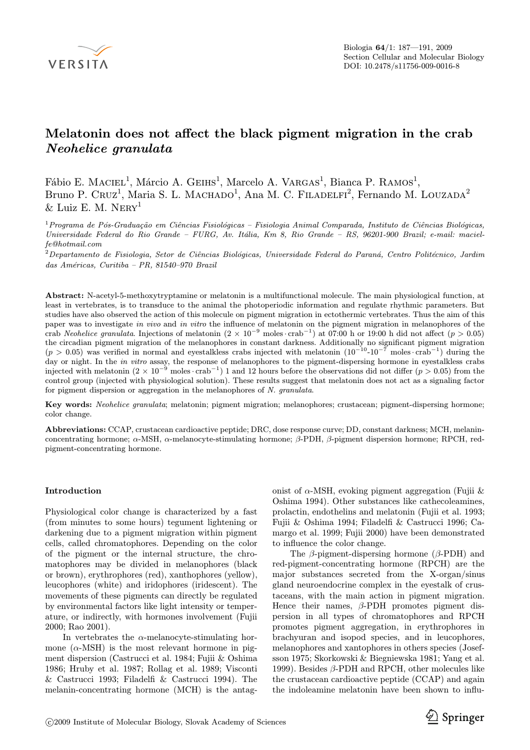# Melatonin does not affect the black pigment migration in the crab *Neohelice granulata*

Fábio E. Maciel[1], Márcio A. Geihs[1], Marcelo A. Vargas[1], Bianca P. Ramos[1], Bruno P. Cruz[1], Maria S. L. Machado[1], Ana M. C. Filadelfi[2], Fernando M. Louzada[2] & Luiz E. M. Nery[1]

[1]*Programa de Pós-Graduação em Ciências Fisiológicas – Fisiologia Animal Comparada, Instituto de Ciências Biológicas, Universidade Federal do Rio Grande – FURG, Av. Itália, Km 8, Rio Grande – RS, 96201-900 Brazil; e-mail: macielfe@hotmail.com*

[2]*Departamento de Fisiologia, Setor de Ciências Biológicas, Universidade Federal do Paraná, Centro Politécnico, Jardim das Américas, Curitiba – PR, 81540–970 Brazil*

**Abstract:** N-acetyl-5-methoxytryptamine or melatonin is a multifunctional molecule. The main physiological function, at least in vertebrates, is to transduce to the animal the photoperiodic information and regulate rhythmic parameters. But studies have also observed the action of this molecule on pigment migration in ectothermic vertebrates. Thus the aim of this paper was to investigate *in vivo* and *in vitro* the influence of melatonin on the pigment migration in melanophores of the crab *Neohelice granulata*. Injections of melatonin ($2 \times 10^{-9}$ moles · crab$^{-1}$) at 07:00 h or 19:00 h did not affect ($p > 0.05$) the circadian pigment migration of the melanophores in constant darkness. Additionally no significant pigment migration ($p > 0.05$) was verified in normal and eyestalkless crabs injected with melatonin ($10^{-10}$-$10^{-7}$ moles · crab$^{-1}$) during the day or night. In the *in vitro* assay, the response of melanophores to the pigment-dispersing hormone in eyestalkless crabs injected with melatonin ($2 \times 10^{-9}$ moles · crab$^{-1}$) 1 and 12 hours before the observations did not differ ($p > 0.05$) from the control group (injected with physiological solution). These results suggest that melatonin does not act as a signaling factor for pigment dispersion or aggregation in the melanophores of *N. granulata*.

**Key words:** *Neohelice granulata*; melatonin; pigment migration; melanophores; crustacean; pigment-dispersing hormone; color change.

**Abbreviations:** CCAP, crustacean cardioactive peptide; DRC, dose response curve; DD, constant darkness; MCH, melanin-concentrating hormone; $\alpha$-MSH, $\alpha$-melanocyte-stimulating hormone; $\beta$-PDH, $\beta$-pigment dispersion hormone; RPCH, red-pigment-concentrating hormone.

## Introduction

Physiological color change is characterized by a fast (from minutes to some hours) tegument lightening or darkening due to a pigment migration within pigment cells, called chromatophores. Depending on the color of the pigment or the internal structure, the chromatophores may be divided in melanophores (black or brown), erythrophores (red), xanthophores (yellow), leucophores (white) and iridophores (iridescent). The movements of these pigments can directly be regulated by environmental factors like light intensity or temperature, or indirectly, with hormones involvement (Fujii 2000; Rao 2001).

In vertebrates the $\alpha$-melanocyte-stimulating hormone ($\alpha$-MSH) is the most relevant hormone in pigment dispersion (Castrucci et al. 1984; Fujii & Oshima 1986; Hruby et al. 1987; Rollag et al. 1989; Visconti & Castrucci 1993; Filadelfi & Castrucci 1994). The melanin-concentrating hormone (MCH) is the antagonist of $\alpha$-MSH, evoking pigment aggregation (Fujii & Oshima 1994). Other substances like cathecoleamines, prolactin, endothelins and melatonin (Fujii et al. 1993; Fujii & Oshima 1994; Filadelfi & Castrucci 1996; Camargo et al. 1999; Fujii 2000) have been demonstrated to influence the color change.

The $\beta$-pigment-dispersing hormone ($\beta$-PDH) and red-pigment-concentrating hormone (RPCH) are the major substances secreted from the X-organ/sinus gland neuroendocrine complex in the eyestalk of crustaceans, with the main action in pigment migration. Hence their names, $\beta$-PDH promotes pigment dispersion in all types of chromatophores and RPCH promotes pigment aggregation, in erythrophores in brachyuran and isopod species, and in leucophores, melanophores and xantophores in others species (Josefsson 1975; Skorkowski & Biegniewska 1981; Yang et al. 1999). Besides $\beta$-PDH and RPCH, other molecules like the crustacean cardioactive peptide (CCAP) and again the indoleamine melatonin have been shown to influ-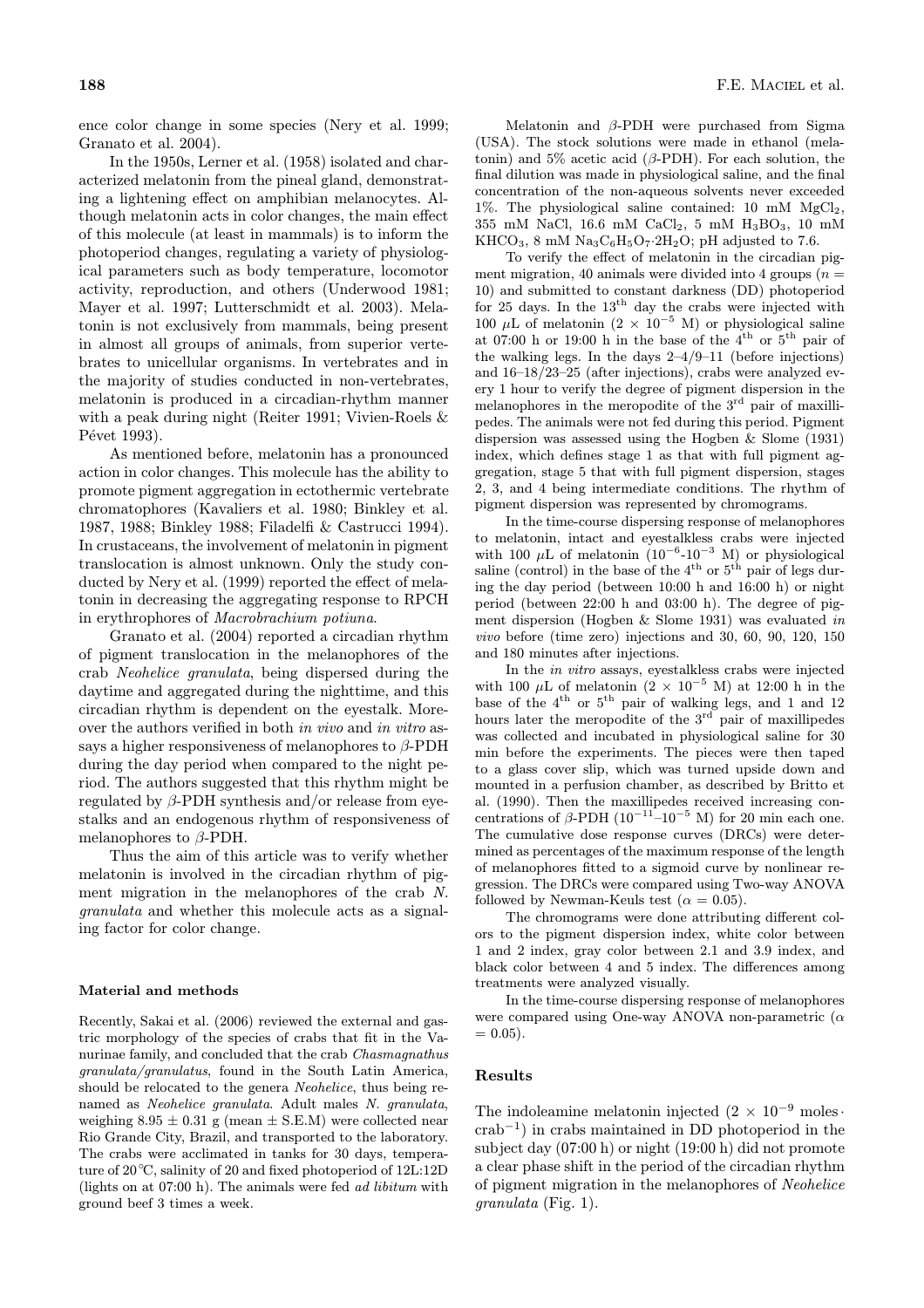ence color change in some species (Nery et al. 1999; Granato et al. 2004).

In the 1950s, Lerner et al. (1958) isolated and characterized melatonin from the pineal gland, demonstrating a lightening effect on amphibian melanocytes. Although melatonin acts in color changes, the main effect of this molecule (at least in mammals) is to inform the photoperiod changes, regulating a variety of physiological parameters such as body temperature, locomotor activity, reproduction, and others (Underwood 1981; Mayer et al. 1997; Lutterschmidt et al. 2003). Melatonin is not exclusively from mammals, being present in almost all groups of animals, from superior vertebrates to unicellular organisms. In vertebrates and in the majority of studies conducted in non-vertebrates, melatonin is produced in a circadian-rhythm manner with a peak during night (Reiter 1991; Vivien-Roels & Pévet 1993).

As mentioned before, melatonin has a pronounced action in color changes. This molecule has the ability to promote pigment aggregation in ectothermic vertebrate chromatophores (Kavaliers et al. 1980; Binkley et al. 1987, 1988; Binkley 1988; Filadelfi & Castrucci 1994). In crustaceans, the involvement of melatonin in pigment translocation is almost unknown. Only the study conducted by Nery et al. (1999) reported the effect of melatonin in decreasing the aggregating response to RPCH in erythrophores of *Macrobrachium potiuna*.

Granato et al. (2004) reported a circadian rhythm of pigment translocation in the melanophores of the crab *Neohelice granulata*, being dispersed during the daytime and aggregated during the nighttime, and this circadian rhythm is dependent on the eyestalk. Moreover the authors verified in both *in vivo* and *in vitro* assays a higher responsiveness of melanophores to $\beta$-PDH during the day period when compared to the night period. The authors suggested that this rhythm might be regulated by $\beta$-PDH synthesis and/or release from eyestalks and an endogenous rhythm of responsiveness of melanophores to $\beta$-PDH.

Thus the aim of this article was to verify whether melatonin is involved in the circadian rhythm of pigment migration in the melanophores of the crab *N. granulata* and whether this molecule acts as a signaling factor for color change.

### Material and methods

Recently, Sakai et al. (2006) reviewed the external and gastric morphology of the species of crabs that fit in the Varunirae family, and concluded that the crab *Chasmagnathus granulata/granulatus*, found in the South Latin America, should be relocated to the genera *Neohelice*, thus being renamed as *Neohelice granulata*. Adult males *N. granulata*, weighing $8.95 \pm 0.31$ g (mean $\pm$ S.E.M) were collected near Rio Grande City, Brazil, and transported to the laboratory. The crabs were acclimated in tanks for 30 days, temperature of 20°C, salinity of 20 and fixed photoperiod of 12L:12D (lights on at 07:00 h). The animals were fed *ad libitum* with ground beef 3 times a week.

Melatonin and $\beta$-PDH were purchased from Sigma (USA). The stock solutions were made in ethanol (melatonin) and 5% acetic acid ($\beta$-PDH). For each solution, the final dilution was made in physiological saline, and the final concentration of the non-aqueous solvents never exceeded 1%. The physiological saline contained: 10 mM $MgCl_2$, 355 mM NaCl, 16.6 mM $CaCl_2$, 5 mM $H_3BO_3$, 10 mM $KHCO_3$, 8 mM $Na_3C_6H_5O_7{\cdot}2H_2O$; pH adjusted to 7.6.

To verify the effect of melatonin in the circadian pigment migration, 40 animals were divided into 4 groups ($n = 10$) and submitted to constant darkness (DD) photoperiod for 25 days. In the 13th day the crabs were injected with 100 $\mu$L of melatonin ($2 \times 10^{-5}$ M) or physiological saline at 07:00 h or 19:00 h in the base of the 4th or 5th pair of the walking legs. In the days 2–4/9–11 (before injections) and 16–18/23–25 (after injections), crabs were analyzed every 1 hour to verify the degree of pigment dispersion in the melanophores in the meropodite of the 3rd pair of maxillipedes. The animals were not fed during this period. Pigment dispersion was assessed using the Hogben & Slome (1931) index, which defines stage 1 as that with full pigment aggregation, stage 5 that with full pigment dispersion, stages 2, 3, and 4 being intermediate conditions. The rhythm of pigment dispersion was represented by chromograms.

In the time-course dispersing response of melanophores to melatonin, intact and eyestalkless crabs were injected with 100 $\mu$L of melatonin ($10^{-6}$-$10^{-3}$ M) or physiological saline (control) in the base of the 4th or 5th pair of legs during the day period (between 10:00 h and 16:00 h) or night period (between 22:00 h and 03:00 h). The degree of pigment dispersion (Hogben & Slome 1931) was evaluated *in vivo* before (time zero) injections and 30, 60, 90, 120, 150 and 180 minutes after injections.

In the *in vitro* assays, eyestalkless crabs were injected with 100 $\mu$L of melatonin ($2 \times 10^{-5}$ M) at 12:00 h in the base of the 4th or 5th pair of walking legs, and 1 and 12 hours later the meropodite of the 3rd pair of maxillipedes was collected and incubated in physiological saline for 30 min before the experiments. The pieces were then taped to a glass cover slip, which was turned upside down and mounted in a perfusion chamber, as described by Britto et al. (1990). Then the maxillipedes received increasing concentrations of $\beta$-PDH ($10^{-11}$–$10^{-5}$ M) for 20 min each one. The cumulative dose response curves (DRCs) were determined as percentages of the maximum response of the length of melanophores fitted to a sigmoid curve by nonlinear regression. The DRCs were compared using Two-way ANOVA followed by Newman-Keuls test ($\alpha = 0.05$).

The chromograms were done attributing different colors to the pigment dispersion index, white color between 1 and 2 index, gray color between 2.1 and 3.9 index, and black color between 4 and 5 index. The differences among treatments were analyzed visually.

In the time-course dispersing response of melanophores were compared using One-way ANOVA non-parametric ($\alpha = 0.05$).

### Results

The indoleamine melatonin injected ($2 \times 10^{-9}$ moles$\cdot$crab$^{-1}$) in crabs maintained in DD photoperiod in the subject day (07:00 h) or night (19:00 h) did not promote a clear phase shift in the period of the circadian rhythm of pigment migration in the melanophores of *Neohelice granulata* (Fig. 1).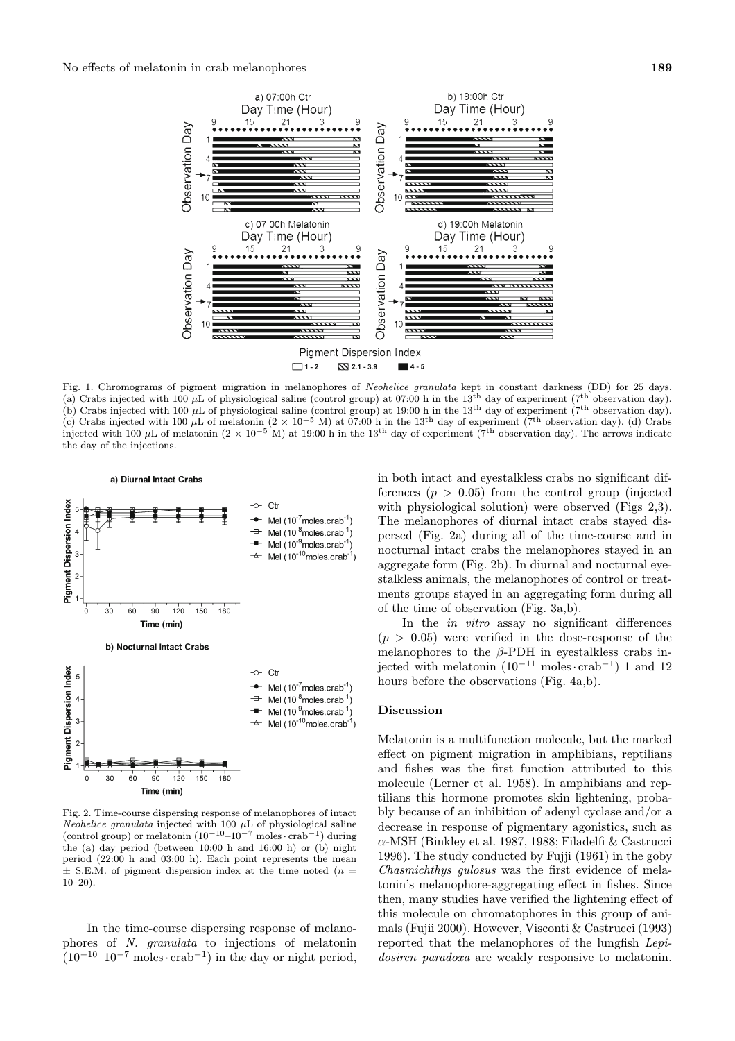Fig. 1. Chromograms of pigment migration in melanophores of *Neohelice granulata* kept in constant darkness (DD) for 25 days. (a) Crabs injected with 100 $\mu$L of physiological saline (control group) at 07:00 h in the 13th day of experiment (7th observation day). (b) Crabs injected with 100 $\mu$L of physiological saline (control group) at 19:00 h in the 13th day of experiment (7th observation day). (c) Crabs injected with 100 $\mu$L of melatonin ($2 \times 10^{-5}$ M) at 07:00 h in the 13th day of experiment (7th observation day). (d) Crabs injected with 100 $\mu$L of melatonin ($2 \times 10^{-5}$ M) at 19:00 h in the 13th day of experiment (7th observation day). The arrows indicate the day of the injections.

Fig. 2. Time-course dispersing response of melanophores of intact *Neohelice granulata* injected with 100 $\mu$L of physiological saline (control group) or melatonin ($10^{-10}$–$10^{-7}$ moles · crab$^{-1}$) during the (a) day period (between 10:00 h and 16:00 h) or (b) night period (22:00 h and 03:00 h). Each point represents the mean ± S.E.M. of pigment dispersion index at the time noted ($n$ = 10–20).

In the time-course dispersing response of melanophores of *N. granulata* to injections of melatonin ($10^{-10}$–$10^{-7}$ moles · crab$^{-1}$) in the day or night period, in both intact and eyestalkless crabs no significant differences ($p > 0.05$) from the control group (injected with physiological solution) were observed (Figs 2,3). The melanophores of diurnal intact crabs stayed dispersed (Fig. 2a) during all of the time-course and in nocturnal intact crabs the melanophores stayed in an aggregate form (Fig. 2b). In diurnal and nocturnal eyestalkless animals, the melanophores of control or treatments groups stayed in an aggregating form during all of the time of observation (Fig. 3a,b).

In the *in vitro* assay no significant differences ($p > 0.05$) were verified in the dose-response of the melanophores to the $\beta$-PDH in eyestalkless crabs injected with melatonin ($10^{-11}$ moles · crab$^{-1}$) 1 and 12 hours before the observations (Fig. 4a,b).

## Discussion

Melatonin is a multifunction molecule, but the marked effect on pigment migration in amphibians, reptilians and fishes was the first function attributed to this molecule (Lerner et al. 1958). In amphibians and reptilians this hormone promotes skin lightening, probably because of an inhibition of adenyl cyclase and/or a decrease in response of pigmentary agonistics, such as $\alpha$-MSH (Binkley et al. 1987, 1988; Filadelfi & Castrucci 1996). The study conducted by Fujii (1961) in the goby *Chasmichthys gulosus* was the first evidence of melatonin's melanophore-aggregating effect in fishes. Since then, many studies have verified the lightening effect of this molecule on chromatophores in this group of animals (Fujii 2000). However, Visconti & Castrucci (1993) reported that the melanophores of the lungfish *Lepidosiren paradoxa* are weakly responsive to melatonin.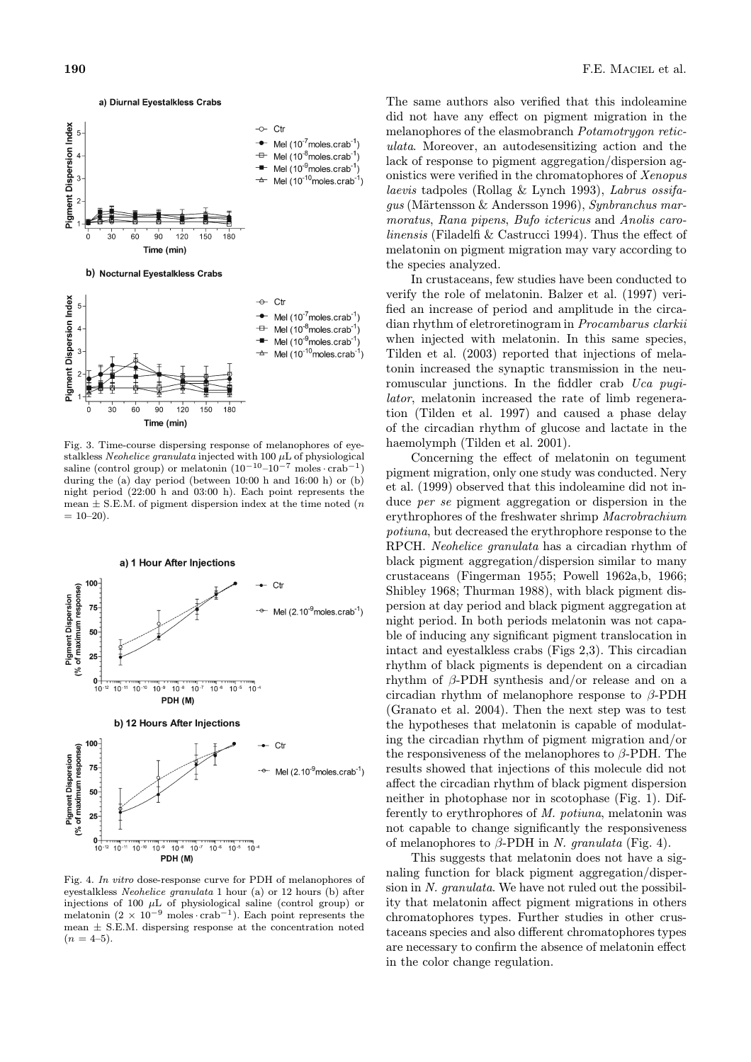Fig. 3. Time-course dispersing response of melanophores of eyestalkless *Neohelice granulata* injected with 100 $\mu$L of physiological saline (control group) or melatonin ($10^{-10}$–$10^{-7}$ moles $\cdot$ crab$^{-1}$) during the (a) day period (between 10:00 h and 16:00 h) or (b) night period (22:00 h and 03:00 h). Each point represents the mean $\pm$ S.E.M. of pigment dispersion index at the time noted ($n$ = 10–20).

Fig. 4. *In vitro* dose-response curve for PDH of melanophores of eyestalkless *Neohelice granulata* 1 hour (a) or 12 hours (b) after injections of 100 $\mu$L of physiological saline (control group) or melatonin ($2 \times 10^{-9}$ moles $\cdot$ crab$^{-1}$). Each point represents the mean $\pm$ S.E.M. dispersing response at the concentration noted ($n$ = 4–5).

The same authors also verified that this indoleamine did not have any effect on pigment migration in the melanophores of the elasmobranch *Potamotrygon reticulata*. Moreover, an autodesensitizing action and the lack of response to pigment aggregation/dispersion agonistics were verified in the chromatophores of *Xenopus laevis* tadpoles (Rollag & Lynch 1993), *Labrus ossifagus* (Märtensson & Andersson 1996), *Synbranchus marmoratus*, *Rana pipens*, *Bufo ictericus* and *Anolis carolinensis* (Filadelfi & Castrucci 1994). Thus the effect of melatonin on pigment migration may vary according to the species analyzed.

In crustaceans, few studies have been conducted to verify the role of melatonin. Balzer et al. (1997) verified an increase of period and amplitude in the circadian rhythm of eletroretinogram in *Procambarus clarkii* when injected with melatonin. In this same species, Tilden et al. (2003) reported that injections of melatonin increased the synaptic transmission in the neuromuscular junctions. In the fiddler crab *Uca pugilator*, melatonin increased the rate of limb regeneration (Tilden et al. 1997) and caused a phase delay of the circadian rhythm of glucose and lactate in the haemolymph (Tilden et al. 2001).

Concerning the effect of melatonin on tegument pigment migration, only one study was conducted. Nery et al. (1999) observed that this indoleamine did not induce *per se* pigment aggregation or dispersion in the erythrophores of the freshwater shrimp *Macrobrachium potiuna*, but decreased the erythrophore response to the RPCH. *Neohelice granulata* has a circadian rhythm of black pigment aggregation/dispersion similar to many crustaceans (Fingerman 1955; Powell 1962a,b, 1966; Shibley 1968; Thurman 1988), with black pigment dispersion at day period and black pigment aggregation at night period. In both periods melatonin was not capable of inducing any significant pigment translocation in intact and eyestalkless crabs (Figs 2,3). This circadian rhythm of black pigments is dependent on a circadian rhythm of $\beta$-PDH synthesis and/or release and on a circadian rhythm of melanophore response to $\beta$-PDH (Granato et al. 2004). Then the next step was to test the hypotheses that melatonin is capable of modulating the circadian rhythm of pigment migration and/or the responsiveness of the melanophores to $\beta$-PDH. The results showed that injections of this molecule did not affect the circadian rhythm of black pigment dispersion neither in photophase nor in scotophase (Fig. 1). Differently to erythrophores of *M. potiuna*, melatonin was not capable to change significantly the responsiveness of melanophores to $\beta$-PDH in *N. granulata* (Fig. 4).

This suggests that melatonin does not have a signaling function for black pigment aggregation/dispersion in *N. granulata*. We have not ruled out the possibility that melatonin affect pigment migrations in others chromatophores types. Further studies in other crustaceans species and also different chromatophores types are necessary to confirm the absence of melatonin effect in the color change regulation.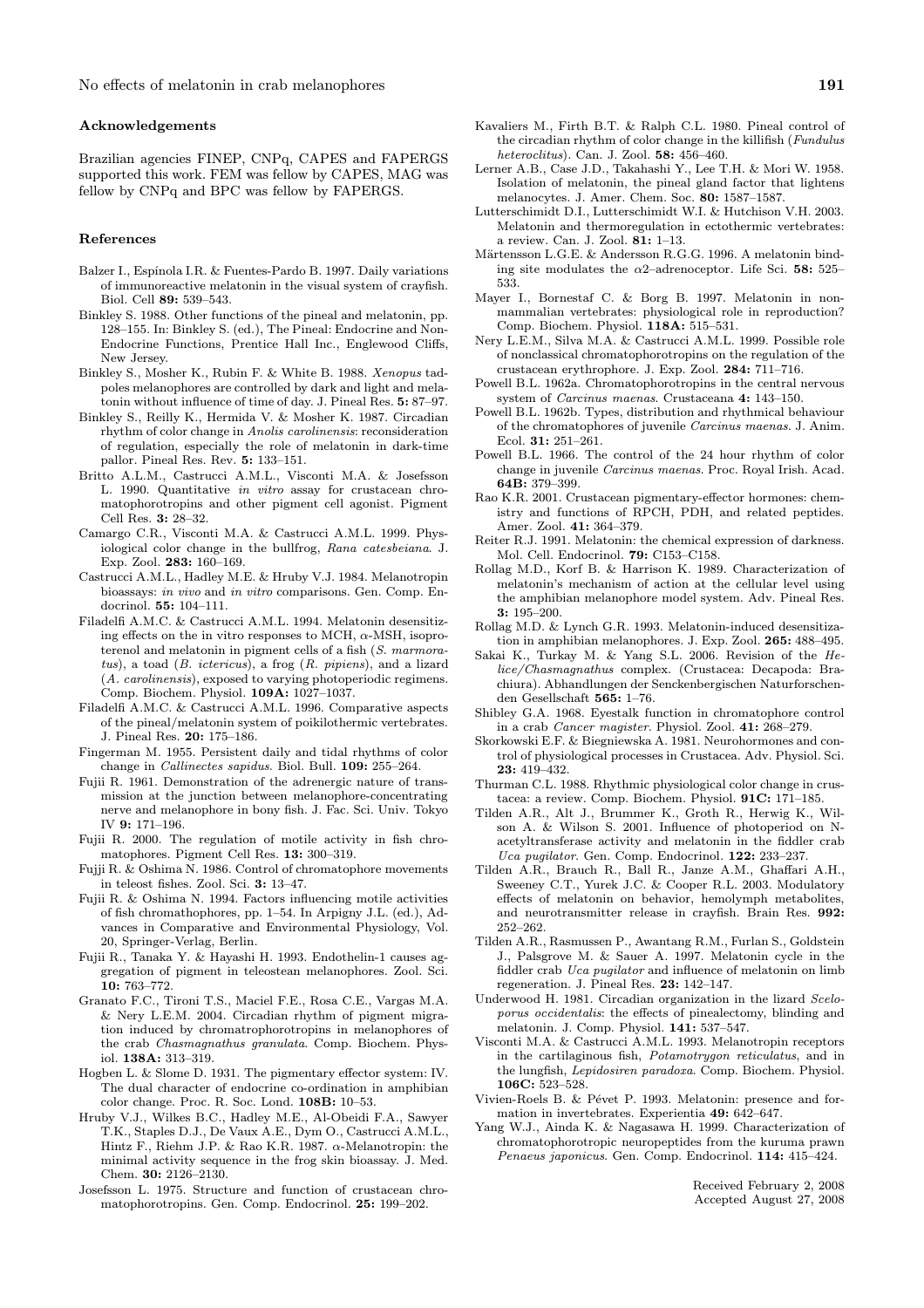#### Acknowledgements

Brazilian agencies FINEP, CNPq, CAPES and FAPERGS supported this work. FEM was fellow by CAPES, MAG was fellow by CNPq and BPC was fellow by FAPERGS.

#### References

Balzer I., Espínola I.R. & Fuentes-Pardo B. 1997. Daily variations of immunoreactive melatonin in the visual system of crayfish. Biol. Cell **89:** 539–543.

Binkley S. 1988. Other functions of the pineal and melatonin, pp. 128–155. In: Binkley S. (ed.), The Pineal: Endocrine and Non-Endocrine Functions, Prentice Hall Inc., Englewood Cliffs, New Jersey.

Binkley S., Mosher K., Rubin F. & White B. 1988. *Xenopus* tadpoles melanophores are controlled by dark and light and melatonin without influence of time of day. J. Pineal Res. **5:** 87–97.

Binkley S., Reilly K., Hermida V. & Mosher K. 1987. Circadian rhythm of color change in *Anolis carolinensis*: reconsideration of regulation, especially the role of melatonin in dark-time pallor. Pineal Res. Rev. **5:** 133–151.

Britto A.L.M., Castrucci A.M.L., Visconti M.A. & Josefsson L. 1990. Quantitative *in vitro* assay for crustacean chromatophorotropins and other pigment cell agonist. Pigment Cell Res. **3:** 28–32.

Camargo C.R., Visconti M.A. & Castrucci A.M.L. 1999. Physiological color change in the bullfrog, *Rana catesbeiana*. J. Exp. Zool. **283:** 160–169.

Castrucci A.M.L., Hadley M.E. & Hruby V.J. 1984. Melanotropin bioassays: *in vivo* and *in vitro* comparisons. Gen. Comp. Endocrinol. **55:** 104–111.

Filadelfi A.M.C. & Castrucci A.M.L. 1994. Melatonin desensitizing effects on the in vitro responses to MCH, $\alpha$-MSH, isoproterenol and melatonin in pigment cells of a fish (*S. marmoratus*), a toad (*B. ictericus*), a frog (*R. pipiens*), and a lizard (*A. carolinensis*), exposed to varying photoperiodic regimens. Comp. Biochem. Physiol. **109A:** 1027–1037.

Filadelfi A.M.C. & Castrucci A.M.L. 1996. Comparative aspects of the pineal/melatonin system of poikilothermic vertebrates. J. Pineal Res. **20:** 175–186.

Fingerman M. 1955. Persistent daily and tidal rhythms of color change in *Callinectes sapidus*. Biol. Bull. **109:** 255–264.

Fujii R. 1961. Demonstration of the adrenergic nature of transmission at the junction between melanophore-concentrating nerve and melanophore in bony fish. J. Fac. Sci. Univ. Tokyo IV **9:** 171–196.

Fujii R. 2000. The regulation of motile activity in fish chromatophores. Pigment Cell Res. **13:** 300–319.

Fujji R. & Oshima N. 1986. Control of chromatophore movements in teleost fishes. Zool. Sci. **3:** 13–47.

Fujii R. & Oshima N. 1994. Factors influencing motile activities of fish chromathophores, pp. 1–54. In Arpigny J.L. (ed.), Advances in Comparative and Environmental Physiology, Vol. 20, Springer-Verlag, Berlin.

Fujii R., Tanaka Y. & Hayashi H. 1993. Endothelin-1 causes aggregation of pigment in teleostean melanophores. Zool. Sci. **10:** 763–772.

Granato F.C., Tironi T.S., Maciel F.E., Rosa C.E., Vargas M.A. & Nery L.E.M. 2004. Circadian rhythm of pigment migration induced by chromatophorotropins in melanophores of the crab *Chasmagnathus granulata*. Comp. Biochem. Physiol. **138A:** 313–319.

Hogben L. & Slome D. 1931. The pigmentary effector system: IV. The dual character of endocrine co-ordination in amphibian color change. Proc. R. Soc. Lond. **108B:** 10–53.

Hruby V.J., Wilkes B.C., Hadley M.E., Al-Obeidi F.A., Sawyer T.K., Staples D.J., De Vaux A.E., Dym O., Castrucci A.M.L., Hintz F., Riehm J.P. & Rao K.R. 1987. $\alpha$-Melanotropin: the minimal activity sequence in the frog skin bioassay. J. Med. Chem. **30:** 2126–2130.

Josefsson L. 1975. Structure and function of crustacean chromatophorotropins. Gen. Comp. Endocrinol. **25:** 199–202.

Kavaliers M., Firth B.T. & Ralph C.L. 1980. Pineal control of the circadian rhythm of color change in the killifish (*Fundulus heteroclitus*). Can. J. Zool. **58:** 456–460.

Lerner A.B., Case J.D., Takahashi Y., Lee T.H. & Mori W. 1958. Isolation of melatonin, the pineal gland factor that lightens melanocytes. J. Amer. Chem. Soc. **80:** 1587–1587.

Lutterschimidt D.I., Lutterschimidt W.I. & Hutchison V.H. 2003. Melatonin and thermoregulation in ectothermic vertebrates: a review. Can. J. Zool. **81:** 1–13.

Märtensson L.G.E. & Andersson R.G.G. 1996. A melatonin binding site modulates the $\alpha$2–adrenoceptor. Life Sci. **58:** 525–533.

Mayer I., Bornestaf C. & Borg B. 1997. Melatonin in nonmammalian vertebrates: physiological role in reproduction? Comp. Biochem. Physiol. **118A:** 515–531.

Nery L.E.M., Silva M.A. & Castrucci A.M.L. 1999. Possible role of nonclassical chromatophorotropins on the regulation of the crustacean erythrophore. J. Exp. Zool. **284:** 711–716.

Powell B.L. 1962a. Chromatophorotropins in the central nervous system of *Carcinus maenas*. Crustaceana **4:** 143–150.

Powell B.L. 1962b. Types, distribution and rhythmical behaviour of the chromatophores of juvenile *Carcinus maenas*. J. Anim. Ecol. **31:** 251–261.

Powell B.L. 1966. The control of the 24 hour rhythm of color change in juvenile *Carcinus maenas*. Proc. Royal Irish. Acad. **64B:** 379–399.

Rao K.R. 2001. Crustacean pigmentary-effector hormones: chemistry and functions of RPCH, PDH, and related peptides. Amer. Zool. **41:** 364–379.

Reiter R.J. 1991. Melatonin: the chemical expression of darkness. Mol. Cell. Endocrinol. **79:** C153–C158.

Rollag M.D., Korf B. & Harrison K. 1989. Characterization of melatonin's mechanism of action at the cellular level using the amphibian melanophore model system. Adv. Pineal Res. **3:** 195–200.

Rollag M.D. & Lynch G.R. 1993. Melatonin-induced desensitization in amphibian melanophores. J. Exp. Zool. **265:** 488–495.

Sakai K., Turkay M. & Yang S.L. 2006. Revision of the *Helice/Chasmagnathus* complex. (Crustacea: Decapoda: Brachiura). Abhandlungen der Senckenbergischen Naturforschenden Gesellschaft **565:** 1–76.

Shibley G.A. 1968. Eyestalk function in chromatophore control in a crab *Cancer magister*. Physiol. Zool. **41:** 268–279.

Skorkowski E.F. & Biegniewska A. 1981. Neurohormones and control of physiological processes in Crustacea. Adv. Physiol. Sci. **23:** 419–432.

Thurman C.L. 1988. Rhythmic physiological color change in crustacea: a review. Comp. Biochem. Physiol. **91C:** 171–185.

Tilden A.R., Alt J., Brummer K., Groth R., Herwig K., Wilson A. & Wilson S. 2001. Influence of photoperiod on N-acetyltransferase activity and melatonin in the fiddler crab *Uca pugilator*. Gen. Comp. Endocrinol. **122:** 233–237.

Tilden A.R., Brauch R., Ball R., Janze A.M., Ghaffari A.H., Sweeney C.T., Yurek J.C. & Cooper R.L. 2003. Modulatory effects of melatonin on behavior, hemolymph metabolites, and neurotransmitter release in crayfish. Brain Res. **992:** 252–262.

Tilden A.R., Rasmussen P., Awantang R.M., Furlan S., Goldstein J., Palsgrove M. & Sauer A. 1997. Melatonin cycle in the fiddler crab *Uca pugilator* and influence of melatonin on limb regeneration. J. Pineal Res. **23:** 142–147.

Underwood H. 1981. Circadian organization in the lizard *Sceloporus occidentalis*: the effects of pinealectomy, blinding and melatonin. J. Comp. Physiol. **141:** 537–547.

Visconti M.A. & Castrucci A.M.L. 1993. Melanotropin receptors in the cartilaginous fish, *Potamotrygon reticulatus*, and in the lungfish, *Lepidosiren paradoxa*. Comp. Biochem. Physiol. **106C:** 523–528.

Vivien-Roels B. & Pévet P. 1993. Melatonin: presence and formation in invertebrates. Experientia **49:** 642–647.

Yang W.J., Ainda K. & Nagasawa H. 1999. Characterization of chromatophorotropic neuropeptides from the kuruma prawn *Penaeus japonicus*. Gen. Comp. Endocrinol. **114:** 415–424.

Received February 2, 2008
Accepted August 27, 2008